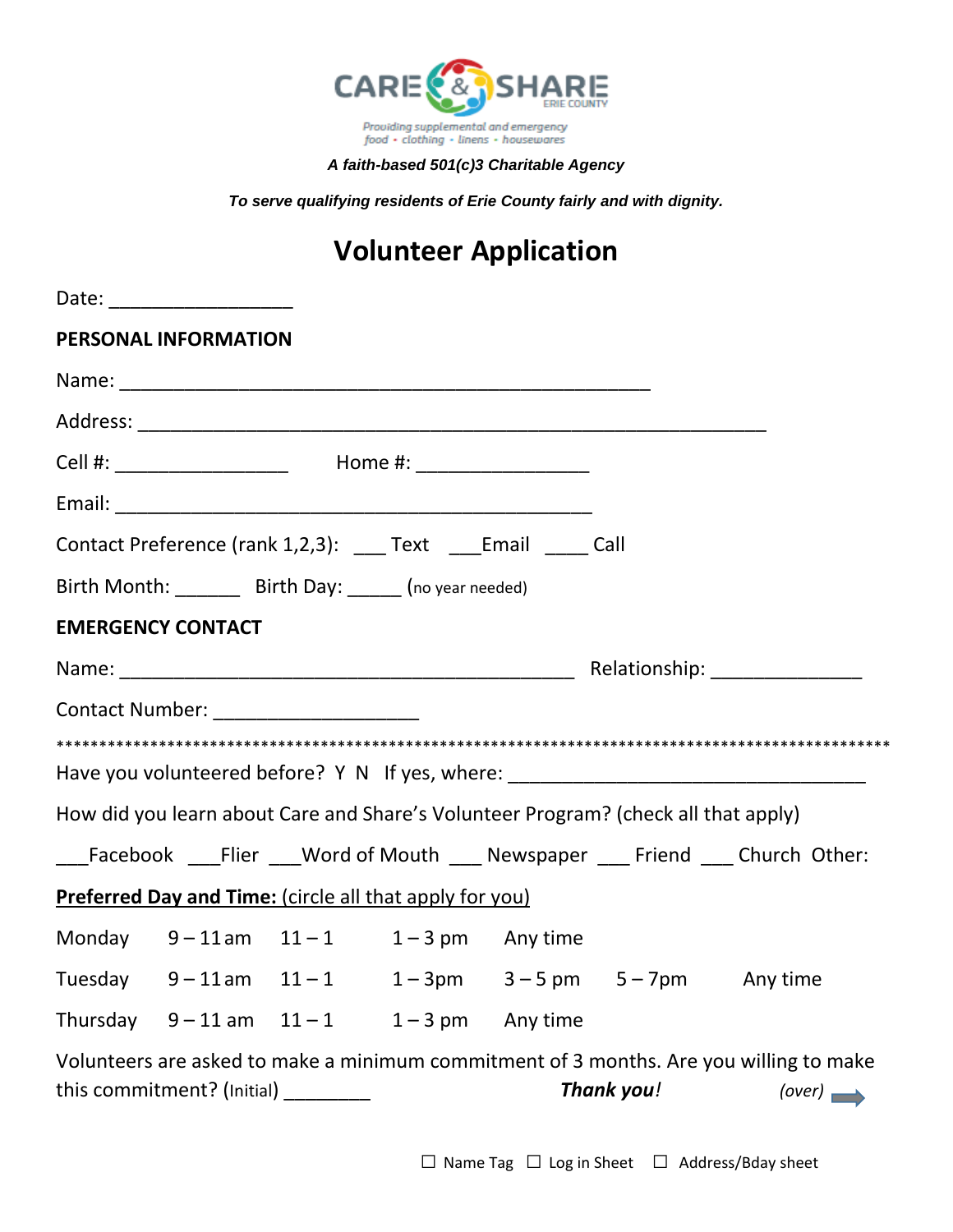CARE & SHARE
ERIE COUNTY

Providing supplemental and emergency
food • clothing • linens • housewares

***A faith-based 501(c)3 Charitable Agency***

***To serve qualifying residents of Erie County fairly and with dignity.***

# Volunteer Application

Date: _________________

**PERSONAL INFORMATION**

Name: __________________________________________________

Address: __________________________________________________________

Cell #: ________________ Home #: ________________

Email: ____________________________________________

Contact Preference (rank 1,2,3): ___ Text ___Email ____ Call

Birth Month: ______ Birth Day: _____ (no year needed)

**EMERGENCY CONTACT**

Name: __________________________________________ Relationship: ______________

Contact Number: ___________________

******************************************************************************************

Have you volunteered before? Y N If yes, where: _________________________________

How did you learn about Care and Share's Volunteer Program? (check all that apply)

___Facebook ___Flier ___Word of Mouth ___ Newspaper ___ Friend ___ Church Other:

**Preferred Day and Time:** (circle all that apply for you)

| | | | | | | |
|---|---|---|---|---|---|---|
| Monday | 9 – 11 am | 11 – 1 | 1 – 3 pm | Any time | | |
| Tuesday | 9 – 11 am | 11 – 1 | 1 – 3pm | 3 – 5 pm | 5 – 7pm | Any time |
| Thursday | 9 – 11 am | 11 – 1 | 1 – 3 pm | Any time | | |

Volunteers are asked to make a minimum commitment of 3 months. Are you willing to make this commitment? (Initial) ________ ***Thank you!*** *(over)* →

☐ Name Tag ☐ Log in Sheet ☐ Address/Bday sheet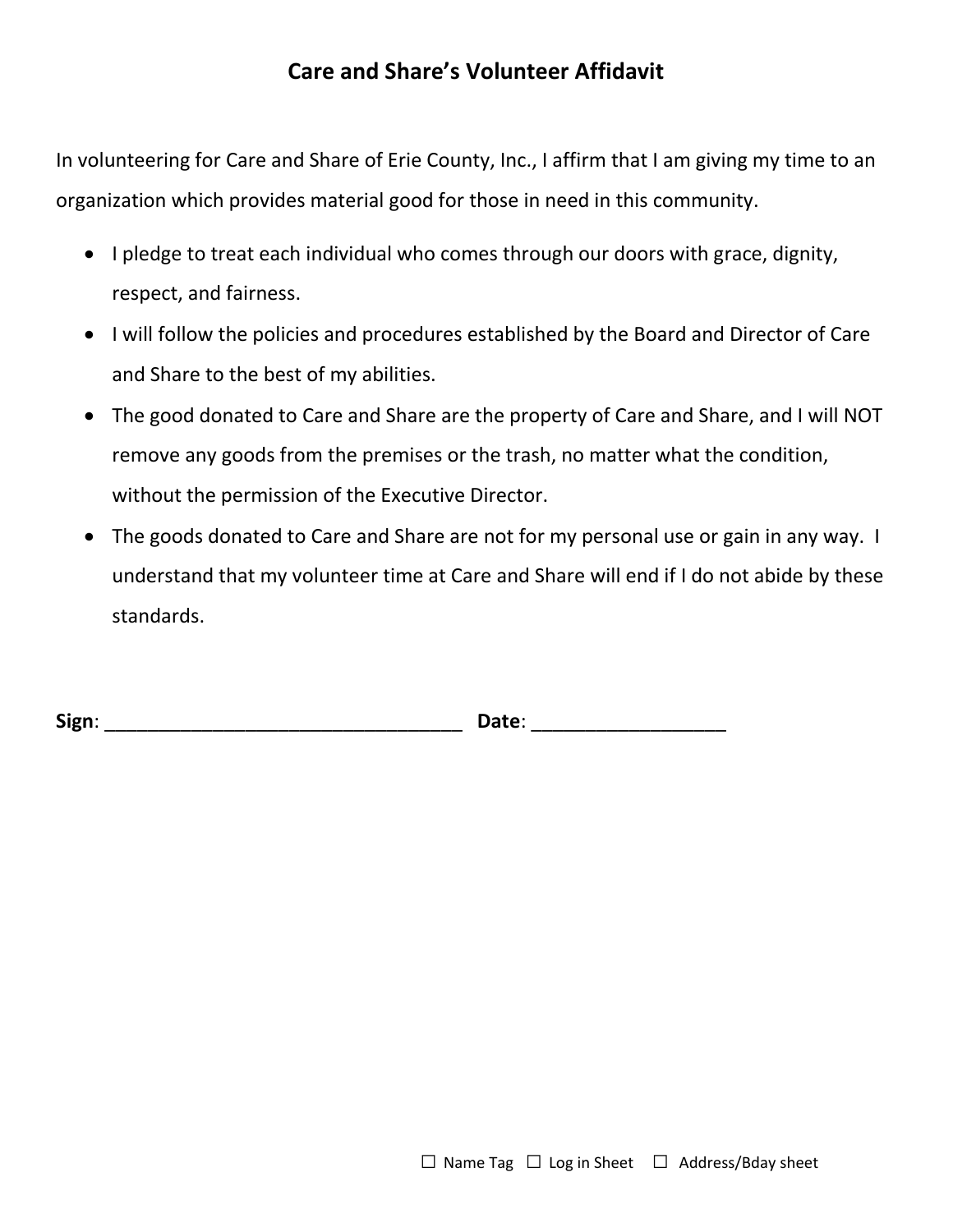# Care and Share's Volunteer Affidavit

In volunteering for Care and Share of Erie County, Inc., I affirm that I am giving my time to an organization which provides material good for those in need in this community.

- I pledge to treat each individual who comes through our doors with grace, dignity, respect, and fairness.
- I will follow the policies and procedures established by the Board and Director of Care and Share to the best of my abilities.
- The good donated to Care and Share are the property of Care and Share, and I will NOT remove any goods from the premises or the trash, no matter what the condition, without the permission of the Executive Director.
- The goods donated to Care and Share are not for my personal use or gain in any way. I understand that my volunteer time at Care and Share will end if I do not abide by these standards.

**Sign**: ___________________________________ **Date**: ___________________

☐ Name Tag ☐ Log in Sheet ☐ Address/Bday sheet